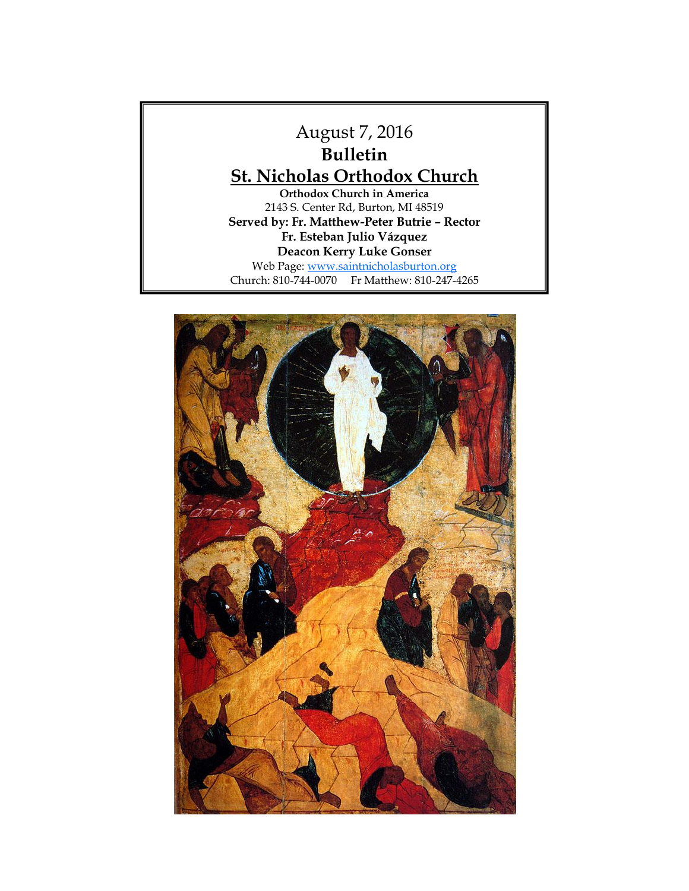August 7, 2016

# Bulletin

## St. Nicholas Orthodox Church

**Orthodox Church in America**

2143 S. Center Rd, Burton, MI 48519

**Served by: Fr. Matthew-Peter Butrie – Rector**

**Fr. Esteban Julio Vázquez**

**Deacon Kerry Luke Gonser**

Web Page: www.saintnicholasburton.org

Church: 810-744-0070 Fr Matthew: 810-247-4265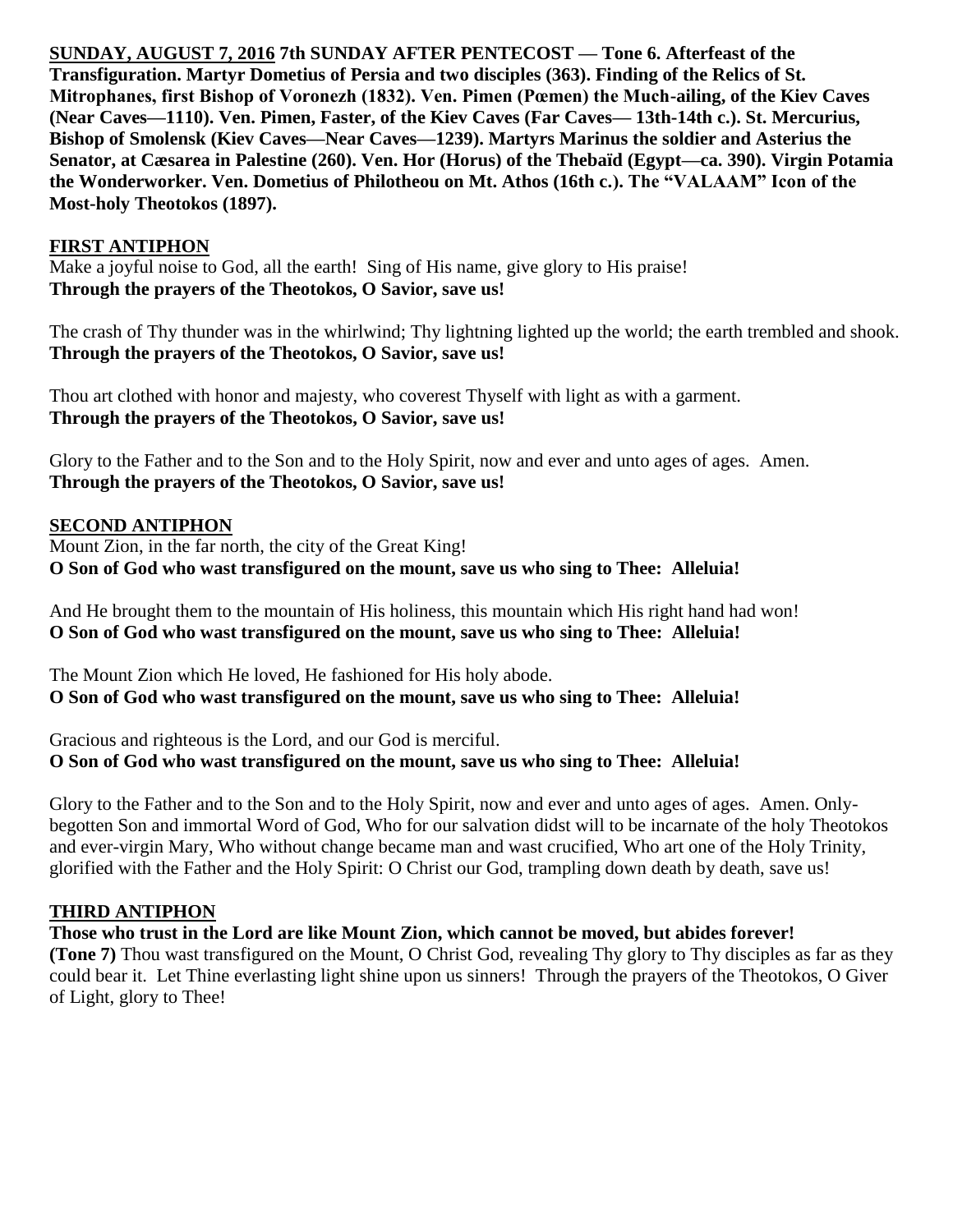**SUNDAY, AUGUST 7, 2016 7th SUNDAY AFTER PENTECOST — Tone 6. Afterfeast of the Transfiguration. Martyr Dometius of Persia and two disciples (363). Finding of the Relics of St. Mitrophanes, first Bishop of Voronezh (1832). Ven. Pimen (Pœmen) the Much-ailing, of the Kiev Caves (Near Caves—1110). Ven. Pimen, Faster, of the Kiev Caves (Far Caves— 13th-14th c.). St. Mercurius, Bishop of Smolensk (Kiev Caves—Near Caves—1239). Martyrs Marinus the soldier and Asterius the Senator, at Cæsarea in Palestine (260). Ven. Hor (Horus) of the Thebaïd (Egypt—ca. 390). Virgin Potamia the Wonderworker. Ven. Dometius of Philotheou on Mt. Athos (16th c.). The "VALAAM" Icon of the Most-holy Theotokos (1897).**

## FIRST ANTIPHON

Make a joyful noise to God, all the earth! Sing of His name, give glory to His praise!
**Through the prayers of the Theotokos, O Savior, save us!**

The crash of Thy thunder was in the whirlwind; Thy lightning lighted up the world; the earth trembled and shook.
**Through the prayers of the Theotokos, O Savior, save us!**

Thou art clothed with honor and majesty, who coverest Thyself with light as with a garment.
**Through the prayers of the Theotokos, O Savior, save us!**

Glory to the Father and to the Son and to the Holy Spirit, now and ever and unto ages of ages. Amen.
**Through the prayers of the Theotokos, O Savior, save us!**

## SECOND ANTIPHON

Mount Zion, in the far north, the city of the Great King!
**O Son of God who wast transfigured on the mount, save us who sing to Thee: Alleluia!**

And He brought them to the mountain of His holiness, this mountain which His right hand had won!
**O Son of God who wast transfigured on the mount, save us who sing to Thee: Alleluia!**

The Mount Zion which He loved, He fashioned for His holy abode.
**O Son of God who wast transfigured on the mount, save us who sing to Thee: Alleluia!**

Gracious and righteous is the Lord, and our God is merciful.
**O Son of God who wast transfigured on the mount, save us who sing to Thee: Alleluia!**

Glory to the Father and to the Son and to the Holy Spirit, now and ever and unto ages of ages. Amen. Only-begotten Son and immortal Word of God, Who for our salvation didst will to be incarnate of the holy Theotokos and ever-virgin Mary, Who without change became man and wast crucified, Who art one of the Holy Trinity, glorified with the Father and the Holy Spirit: O Christ our God, trampling down death by death, save us!

## THIRD ANTIPHON

**Those who trust in the Lord are like Mount Zion, which cannot be moved, but abides forever!**
**(Tone 7)** Thou wast transfigured on the Mount, O Christ God, revealing Thy glory to Thy disciples as far as they could bear it. Let Thine everlasting light shine upon us sinners! Through the prayers of the Theotokos, O Giver of Light, glory to Thee!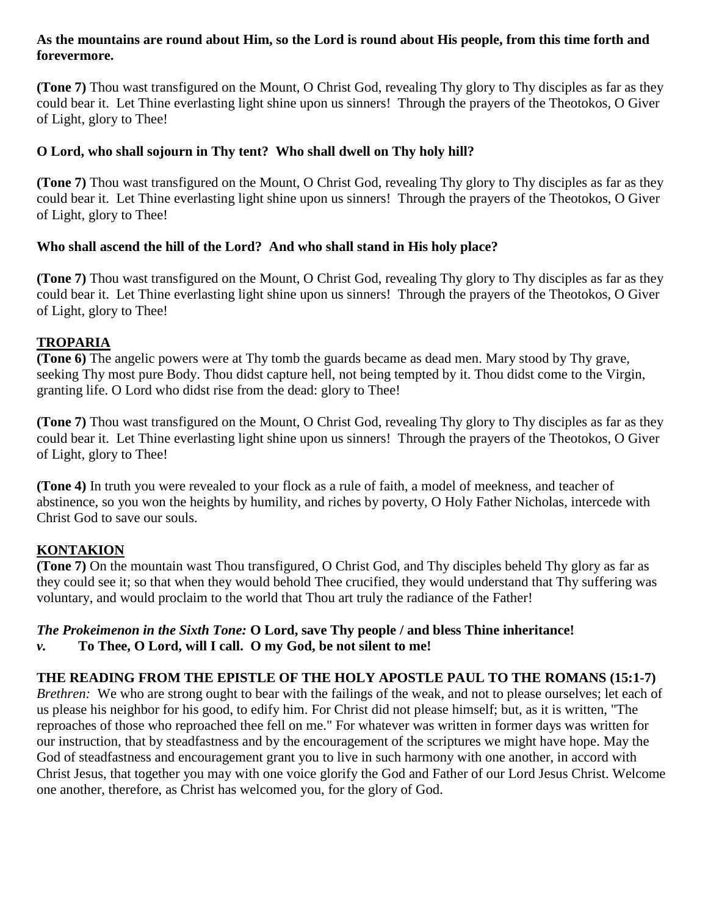**As the mountains are round about Him, so the Lord is round about His people, from this time forth and forevermore.**

**(Tone 7)** Thou wast transfigured on the Mount, O Christ God, revealing Thy glory to Thy disciples as far as they could bear it. Let Thine everlasting light shine upon us sinners! Through the prayers of the Theotokos, O Giver of Light, glory to Thee!

**O Lord, who shall sojourn in Thy tent? Who shall dwell on Thy holy hill?**

**(Tone 7)** Thou wast transfigured on the Mount, O Christ God, revealing Thy glory to Thy disciples as far as they could bear it. Let Thine everlasting light shine upon us sinners! Through the prayers of the Theotokos, O Giver of Light, glory to Thee!

**Who shall ascend the hill of the Lord? And who shall stand in His holy place?**

**(Tone 7)** Thou wast transfigured on the Mount, O Christ God, revealing Thy glory to Thy disciples as far as they could bear it. Let Thine everlasting light shine upon us sinners! Through the prayers of the Theotokos, O Giver of Light, glory to Thee!

## TROPARIA

**(Tone 6)** The angelic powers were at Thy tomb the guards became as dead men. Mary stood by Thy grave, seeking Thy most pure Body. Thou didst capture hell, not being tempted by it. Thou didst come to the Virgin, granting life. O Lord who didst rise from the dead: glory to Thee!

**(Tone 7)** Thou wast transfigured on the Mount, O Christ God, revealing Thy glory to Thy disciples as far as they could bear it. Let Thine everlasting light shine upon us sinners! Through the prayers of the Theotokos, O Giver of Light, glory to Thee!

**(Tone 4)** In truth you were revealed to your flock as a rule of faith, a model of meekness, and teacher of abstinence, so you won the heights by humility, and riches by poverty, O Holy Father Nicholas, intercede with Christ God to save our souls.

## KONTAKION

**(Tone 7)** On the mountain wast Thou transfigured, O Christ God, and Thy disciples beheld Thy glory as far as they could see it; so that when they would behold Thee crucified, they would understand that Thy suffering was voluntary, and would proclaim to the world that Thou art truly the radiance of the Father!

***The Prokeimenon in the Sixth Tone:*** **O Lord, save Thy people / and bless Thine inheritance!**
***v.*** **To Thee, O Lord, will I call. O my God, be not silent to me!**

**THE READING FROM THE EPISTLE OF THE HOLY APOSTLE PAUL TO THE ROMANS (15:1-7)**
*Brethren:* We who are strong ought to bear with the failings of the weak, and not to please ourselves; let each of us please his neighbor for his good, to edify him. For Christ did not please himself; but, as it is written, "The reproaches of those who reproached thee fell on me." For whatever was written in former days was written for our instruction, that by steadfastness and by the encouragement of the scriptures we might have hope. May the God of steadfastness and encouragement grant you to live in such harmony with one another, in accord with Christ Jesus, that together you may with one voice glorify the God and Father of our Lord Jesus Christ. Welcome one another, therefore, as Christ has welcomed you, for the glory of God.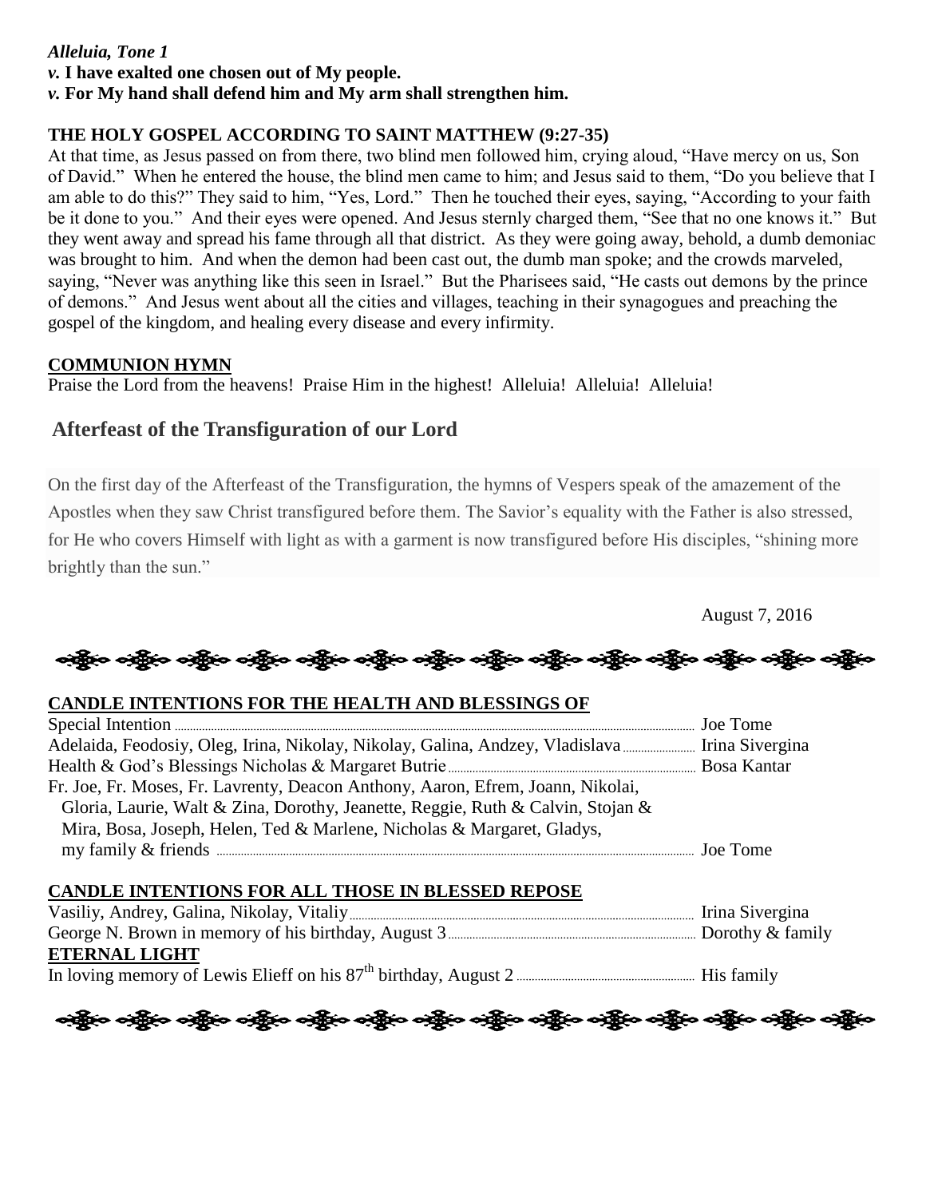***Alleluia, Tone 1***
***v.* I have exalted one chosen out of My people.**
***v.* For My hand shall defend him and My arm shall strengthen him.**

**THE HOLY GOSPEL ACCORDING TO SAINT MATTHEW (9:27-35)**

At that time, as Jesus passed on from there, two blind men followed him, crying aloud, "Have mercy on us, Son of David." When he entered the house, the blind men came to him; and Jesus said to them, "Do you believe that I am able to do this?" They said to him, "Yes, Lord." Then he touched their eyes, saying, "According to your faith be it done to you." And their eyes were opened. And Jesus sternly charged them, "See that no one knows it." But they went away and spread his fame through all that district. As they were going away, behold, a dumb demoniac was brought to him. And when the demon had been cast out, the dumb man spoke; and the crowds marveled, saying, "Never was anything like this seen in Israel." But the Pharisees said, "He casts out demons by the prince of demons." And Jesus went about all the cities and villages, teaching in their synagogues and preaching the gospel of the kingdom, and healing every disease and every infirmity.

**COMMUNION HYMN**

Praise the Lord from the heavens! Praise Him in the highest! Alleluia! Alleluia! Alleluia!

## Afterfeast of the Transfiguration of our Lord

On the first day of the Afterfeast of the Transfiguration, the hymns of Vespers speak of the amazement of the Apostles when they saw Christ transfigured before them. The Savior's equality with the Father is also stressed, for He who covers Himself with light as with a garment is now transfigured before His disciples, "shining more brightly than the sun."

August 7, 2016

**CANDLE INTENTIONS FOR THE HEALTH AND BLESSINGS OF**

Special Intention ........ Joe Tome
Adelaida, Feodosiy, Oleg, Irina, Nikolay, Nikolay, Galina, Andzey, Vladislava ........ Irina Sivergina
Health & God's Blessings Nicholas & Margaret Butrie ........ Bosa Kantar
Fr. Joe, Fr. Moses, Fr. Lavrenty, Deacon Anthony, Aaron, Efrem, Joann, Nikolai, Gloria, Laurie, Walt & Zina, Dorothy, Jeanette, Reggie, Ruth & Calvin, Stojan & Mira, Bosa, Joseph, Helen, Ted & Marlene, Nicholas & Margaret, Gladys, my family & friends ........ Joe Tome

**CANDLE INTENTIONS FOR ALL THOSE IN BLESSED REPOSE**

Vasiliy, Andrey, Galina, Nikolay, Vitaliy ........ Irina Sivergina
George N. Brown in memory of his birthday, August 3 ........ Dorothy & family

**ETERNAL LIGHT**

In loving memory of Lewis Elieff on his 87th birthday, August 2 ........ His family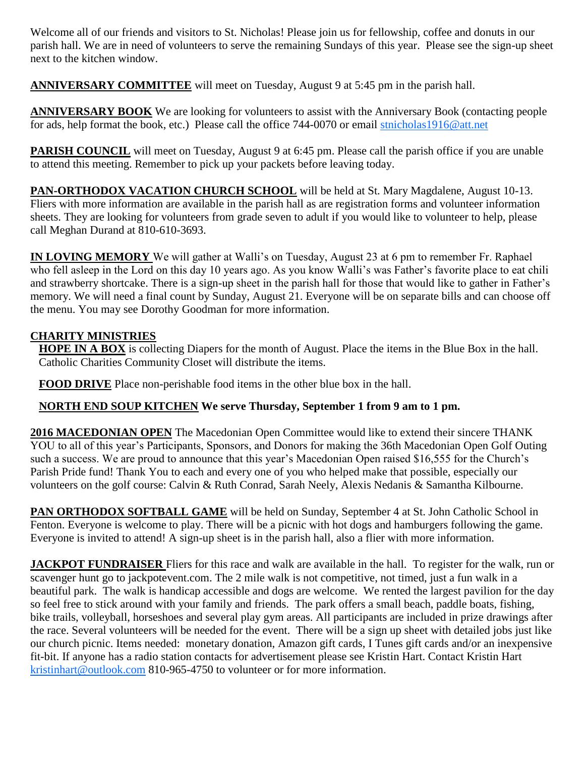Welcome all of our friends and visitors to St. Nicholas! Please join us for fellowship, coffee and donuts in our parish hall. We are in need of volunteers to serve the remaining Sundays of this year. Please see the sign-up sheet next to the kitchen window.

**ANNIVERSARY COMMITTEE** will meet on Tuesday, August 9 at 5:45 pm in the parish hall.

**ANNIVERSARY BOOK** We are looking for volunteers to assist with the Anniversary Book (contacting people for ads, help format the book, etc.) Please call the office 744-0070 or email stnicholas1916@att.net

**PARISH COUNCIL** will meet on Tuesday, August 9 at 6:45 pm. Please call the parish office if you are unable to attend this meeting. Remember to pick up your packets before leaving today.

**PAN-ORTHODOX VACATION CHURCH SCHOOL** will be held at St. Mary Magdalene, August 10-13. Fliers with more information are available in the parish hall as are registration forms and volunteer information sheets. They are looking for volunteers from grade seven to adult if you would like to volunteer to help, please call Meghan Durand at 810-610-3693.

**IN LOVING MEMORY** We will gather at Walli's on Tuesday, August 23 at 6 pm to remember Fr. Raphael who fell asleep in the Lord on this day 10 years ago. As you know Walli's was Father's favorite place to eat chili and strawberry shortcake. There is a sign-up sheet in the parish hall for those that would like to gather in Father's memory. We will need a final count by Sunday, August 21. Everyone will be on separate bills and can choose off the menu. You may see Dorothy Goodman for more information.

**CHARITY MINISTRIES**

**HOPE IN A BOX** is collecting Diapers for the month of August. Place the items in the Blue Box in the hall. Catholic Charities Community Closet will distribute the items.

**FOOD DRIVE** Place non-perishable food items in the other blue box in the hall.

**NORTH END SOUP KITCHEN** **We serve Thursday, September 1 from 9 am to 1 pm.**

**2016 MACEDONIAN OPEN** The Macedonian Open Committee would like to extend their sincere THANK YOU to all of this year's Participants, Sponsors, and Donors for making the 36th Macedonian Open Golf Outing such a success. We are proud to announce that this year's Macedonian Open raised $16,555 for the Church's Parish Pride fund! Thank You to each and every one of you who helped make that possible, especially our volunteers on the golf course: Calvin & Ruth Conrad, Sarah Neely, Alexis Nedanis & Samantha Kilbourne.

**PAN ORTHODOX SOFTBALL GAME** will be held on Sunday, September 4 at St. John Catholic School in Fenton. Everyone is welcome to play. There will be a picnic with hot dogs and hamburgers following the game. Everyone is invited to attend! A sign-up sheet is in the parish hall, also a flier with more information.

**JACKPOT FUNDRAISER** Fliers for this race and walk are available in the hall. To register for the walk, run or scavenger hunt go to jackpotevent.com. The 2 mile walk is not competitive, not timed, just a fun walk in a beautiful park. The walk is handicap accessible and dogs are welcome. We rented the largest pavilion for the day so feel free to stick around with your family and friends. The park offers a small beach, paddle boats, fishing, bike trails, volleyball, horseshoes and several play gym areas. All participants are included in prize drawings after the race. Several volunteers will be needed for the event. There will be a sign up sheet with detailed jobs just like our church picnic. Items needed: monetary donation, Amazon gift cards, I Tunes gift cards and/or an inexpensive fit-bit. If anyone has a radio station contacts for advertisement please see Kristin Hart. Contact Kristin Hart kristinhart@outlook.com 810-965-4750 to volunteer or for more information.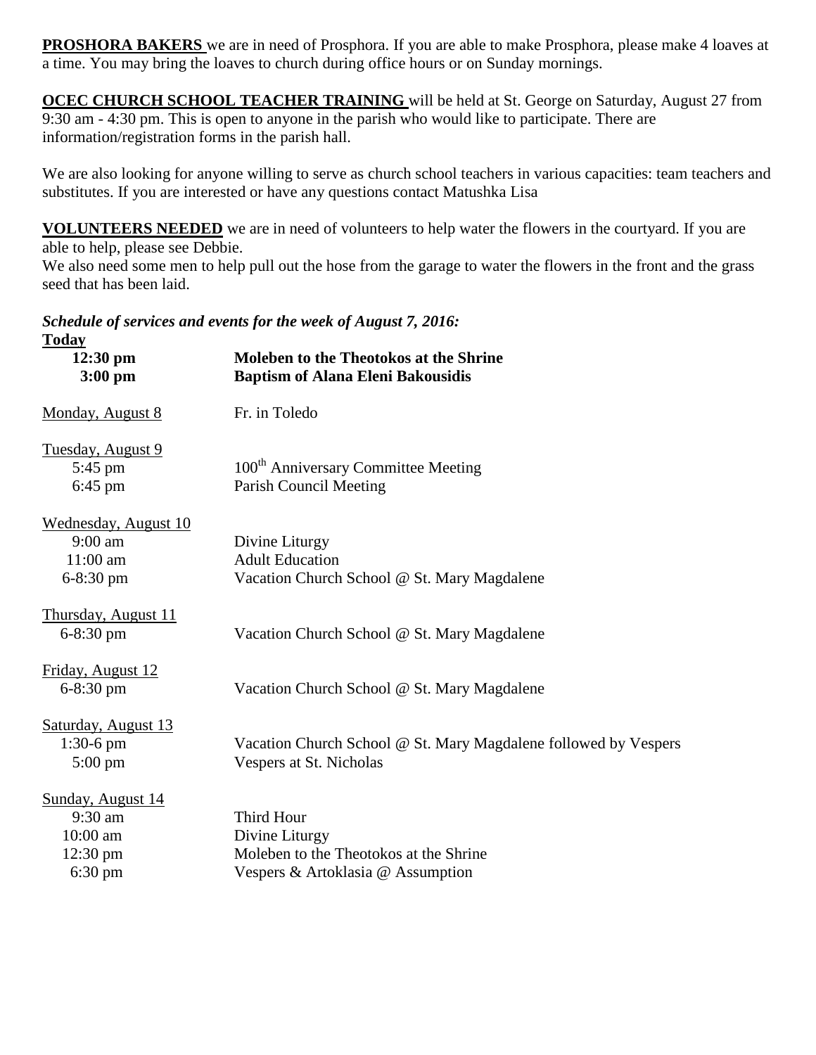**PROSHORA BAKERS** we are in need of Prosphora. If you are able to make Prosphora, please make 4 loaves at a time. You may bring the loaves to church during office hours or on Sunday mornings.

**OCEC CHURCH SCHOOL TEACHER TRAINING** will be held at St. George on Saturday, August 27 from 9:30 am - 4:30 pm. This is open to anyone in the parish who would like to participate. There are information/registration forms in the parish hall.

We are also looking for anyone willing to serve as church school teachers in various capacities: team teachers and substitutes. If you are interested or have any questions contact Matushka Lisa

**VOLUNTEERS NEEDED** we are in need of volunteers to help water the flowers in the courtyard. If you are able to help, please see Debbie.
We also need some men to help pull out the hose from the garage to water the flowers in the front and the grass seed that has been laid.

***Schedule of services and events for the week of August 7, 2016:***

**Today**

| | |
|---|---|
| **12:30 pm** | **Moleben to the Theotokos at the Shrine** |
| **3:00 pm** | **Baptism of Alana Eleni Bakousidis** |

Monday, August 8 — Fr. in Toledo

Tuesday, August 9

| | |
|---|---|
| 5:45 pm | 100th Anniversary Committee Meeting |
| 6:45 pm | Parish Council Meeting |

Wednesday, August 10

| | |
|---|---|
| 9:00 am | Divine Liturgy |
| 11:00 am | Adult Education |
| 6-8:30 pm | Vacation Church School @ St. Mary Magdalene |

Thursday, August 11

| | |
|---|---|
| 6-8:30 pm | Vacation Church School @ St. Mary Magdalene |

Friday, August 12

| | |
|---|---|
| 6-8:30 pm | Vacation Church School @ St. Mary Magdalene |

Saturday, August 13

| | |
|---|---|
| 1:30-6 pm | Vacation Church School @ St. Mary Magdalene followed by Vespers |
| 5:00 pm | Vespers at St. Nicholas |

Sunday, August 14

| | |
|---|---|
| 9:30 am | Third Hour |
| 10:00 am | Divine Liturgy |
| 12:30 pm | Moleben to the Theotokos at the Shrine |
| 6:30 pm | Vespers & Artoklasia @ Assumption |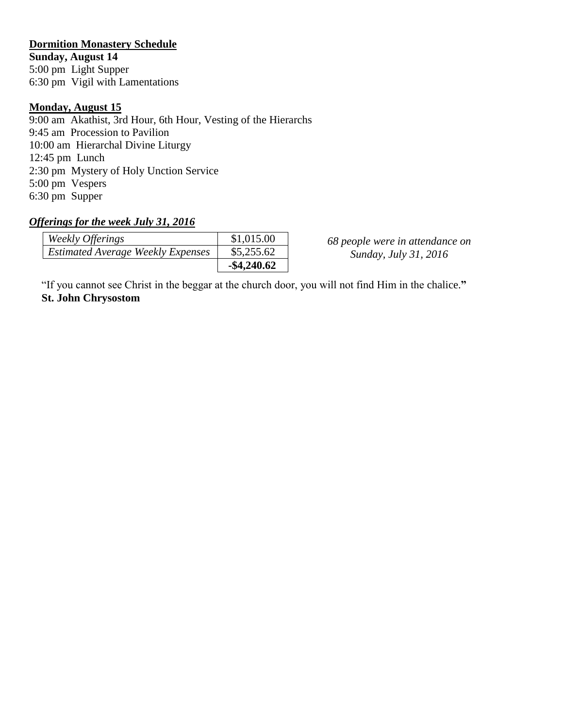**<u>Dormition Monastery Schedule</u>**

**Sunday, August 14**

5:00 pm Light Supper

6:30 pm Vigil with Lamentations

**<u>Monday, August 15</u>**

9:00 am Akathist, 3rd Hour, 6th Hour, Vesting of the Hierarchs

9:45 am Procession to Pavilion

10:00 am Hierarchal Divine Liturgy

12:45 pm Lunch

2:30 pm Mystery of Holy Unction Service

5:00 pm Vespers

6:30 pm Supper

***<u>Offerings for the week July 31, 2016</u>***

| | |
|---|---|
| *Weekly Offerings* | $1,015.00 |
| *Estimated Average Weekly Expenses* | $5,255.62 |
| | **-$4,240.62** |

*68 people were in attendance on Sunday, July 31, 2016*

"If you cannot see Christ in the beggar at the church door, you will not find Him in the chalice."
**St. John Chrysostom**